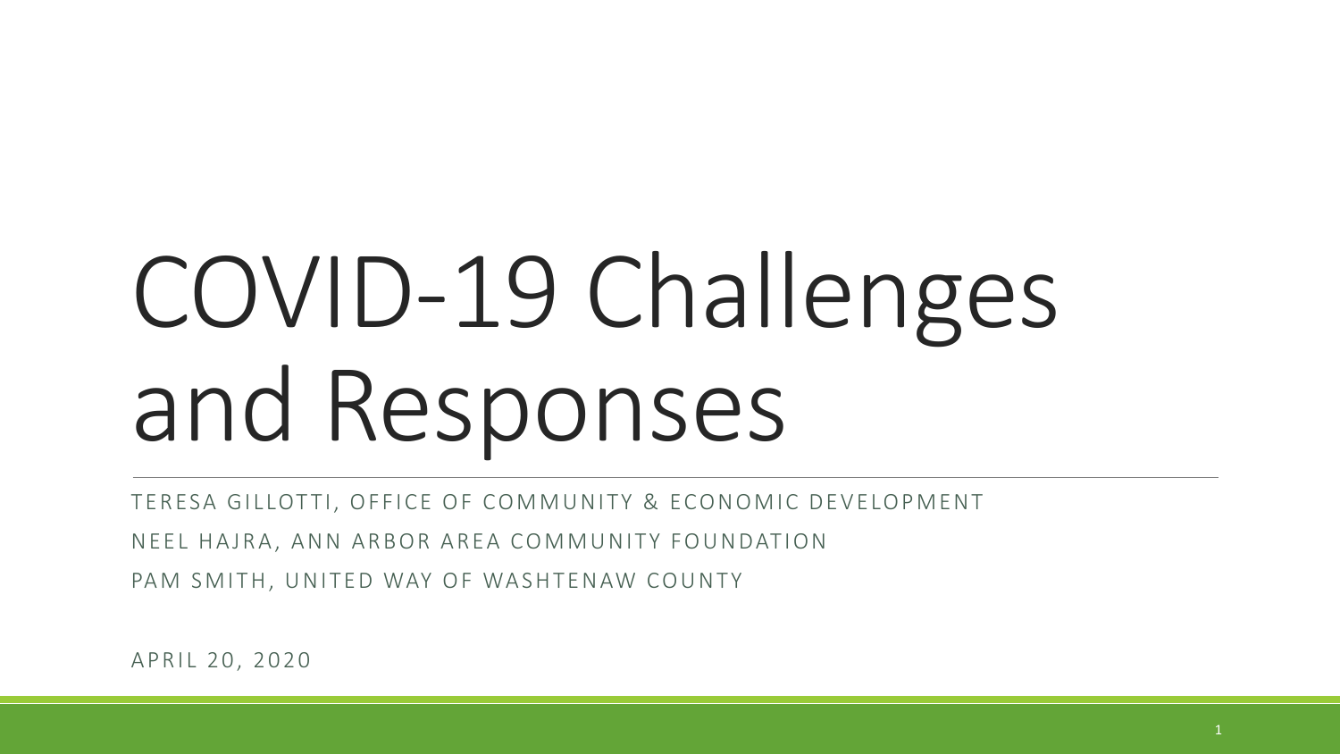# COVID-19 Challenges and Responses

TERESA GILLOTTI, OFFICE OF COMMUNITY & ECONOMIC DEVELOPMENT

NEEL HAJRA, ANN ARBOR AREA COMMUNITY FOUNDATION

PAM SMITH, UNITED WAY OF WASHTENAW COUNTY

APRIL 20, 2020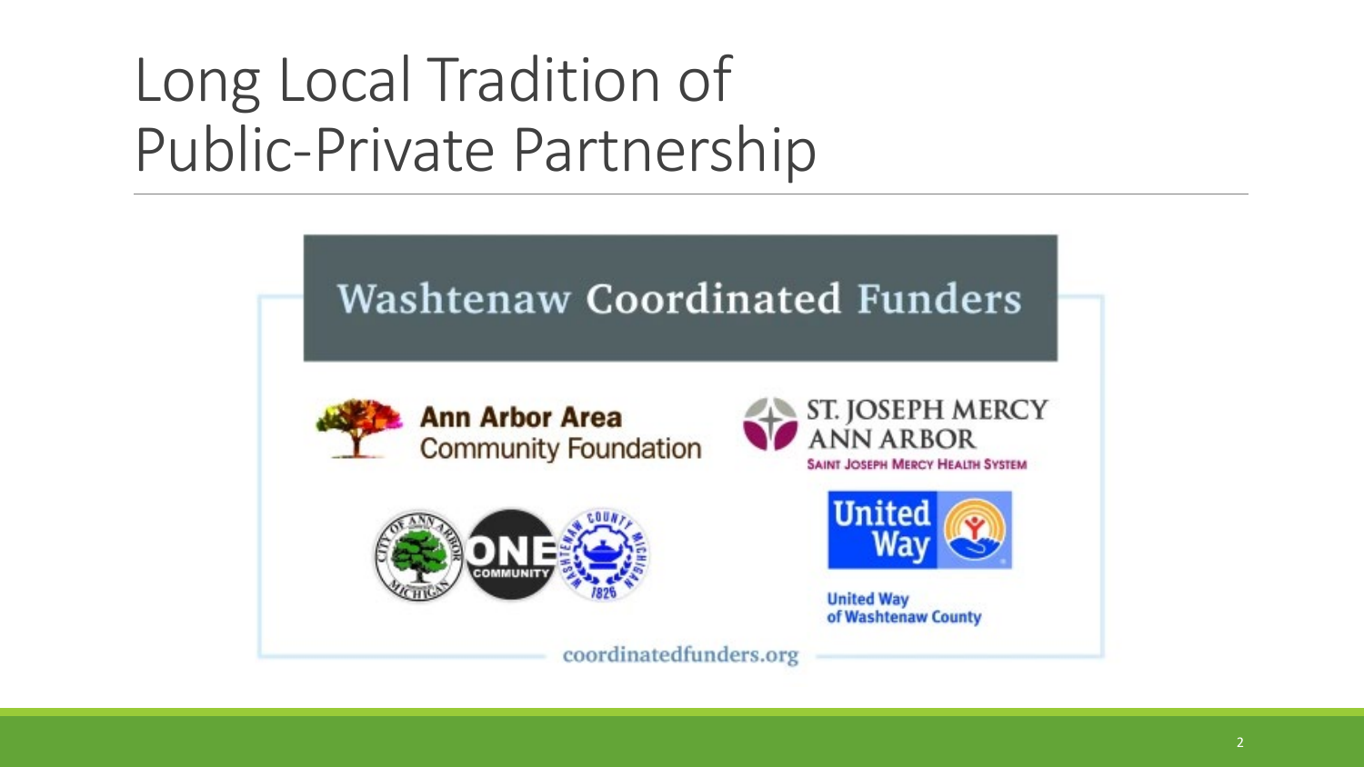# Long Local Tradition of Public-Private Partnership

## Washtenaw Coordinated Funders

**Ann Arbor Area** Community Foundation

ST. JOSEPH MERCY ANN ARBOR
SAINT JOSEPH MERCY HEALTH SYSTEM

CITY OF ANN ARBOR MICHIGAN · ONE COMMUNITY · WASHTENAW COUNTY MICHIGAN 1826

United Way
United Way of Washtenaw County

coordinatedfunders.org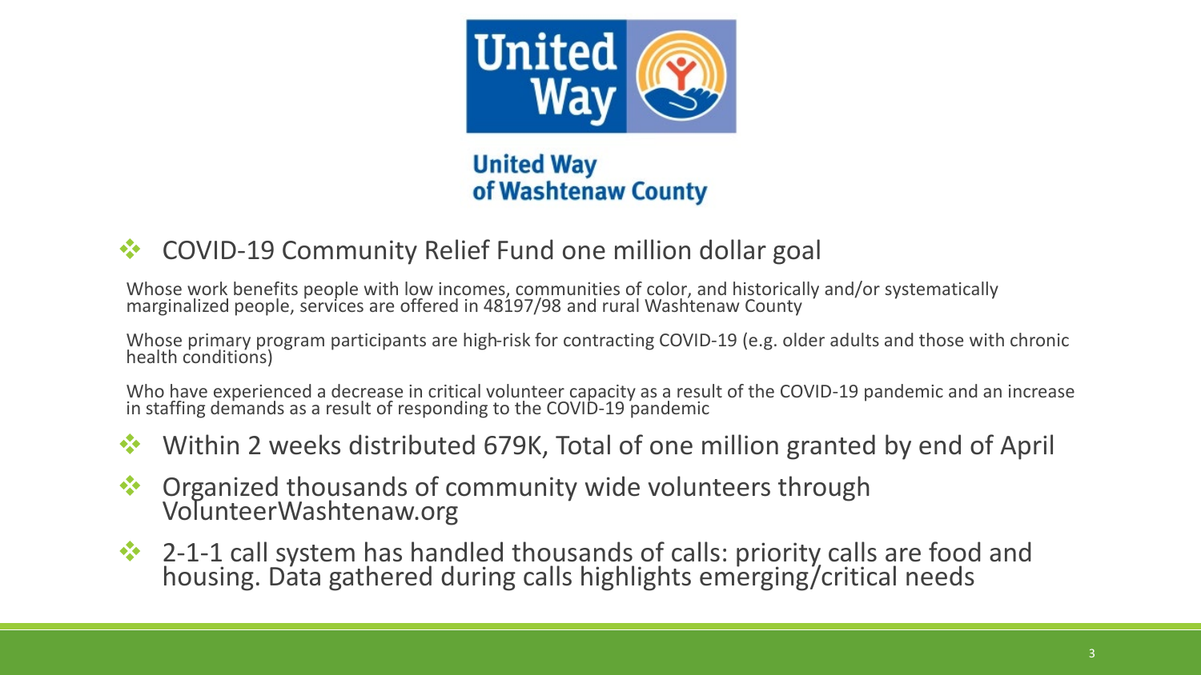**United Way of Washtenaw County**

- COVID-19 Community Relief Fund one million dollar goal

  Whose work benefits people with low incomes, communities of color, and historically and/or systematically marginalized people, services are offered in 48197/98 and rural Washtenaw County

  Whose primary program participants are high-risk for contracting COVID-19 (e.g. older adults and those with chronic health conditions)

  Who have experienced a decrease in critical volunteer capacity as a result of the COVID-19 pandemic and an increase in staffing demands as a result of responding to the COVID-19 pandemic

- Within 2 weeks distributed 679K, Total of one million granted by end of April
- Organized thousands of community wide volunteers through VolunteerWashtenaw.org
- 2-1-1 call system has handled thousands of calls: priority calls are food and housing. Data gathered during calls highlights emerging/critical needs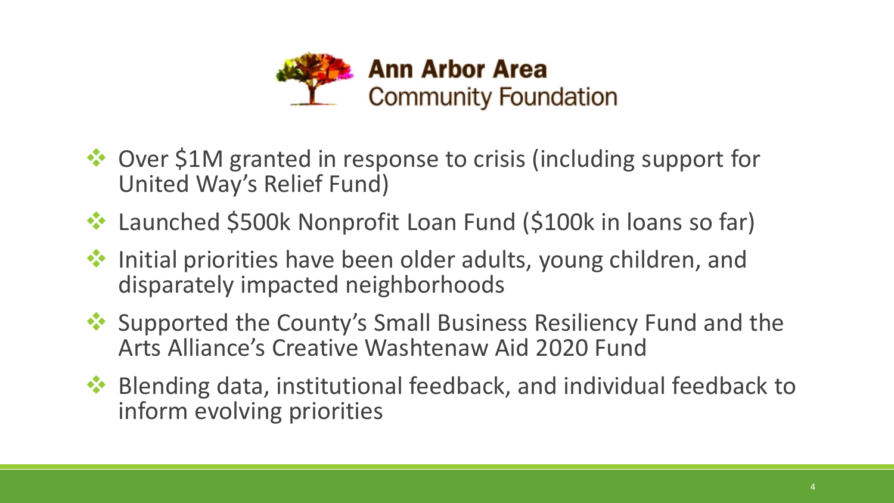# Ann Arbor Area Community Foundation

- Over $1M granted in response to crisis (including support for United Way's Relief Fund)
- Launched $500k Nonprofit Loan Fund ($100k in loans so far)
- Initial priorities have been older adults, young children, and disparately impacted neighborhoods
- Supported the County's Small Business Resiliency Fund and the Arts Alliance's Creative Washtenaw Aid 2020 Fund
- Blending data, institutional feedback, and individual feedback to inform evolving priorities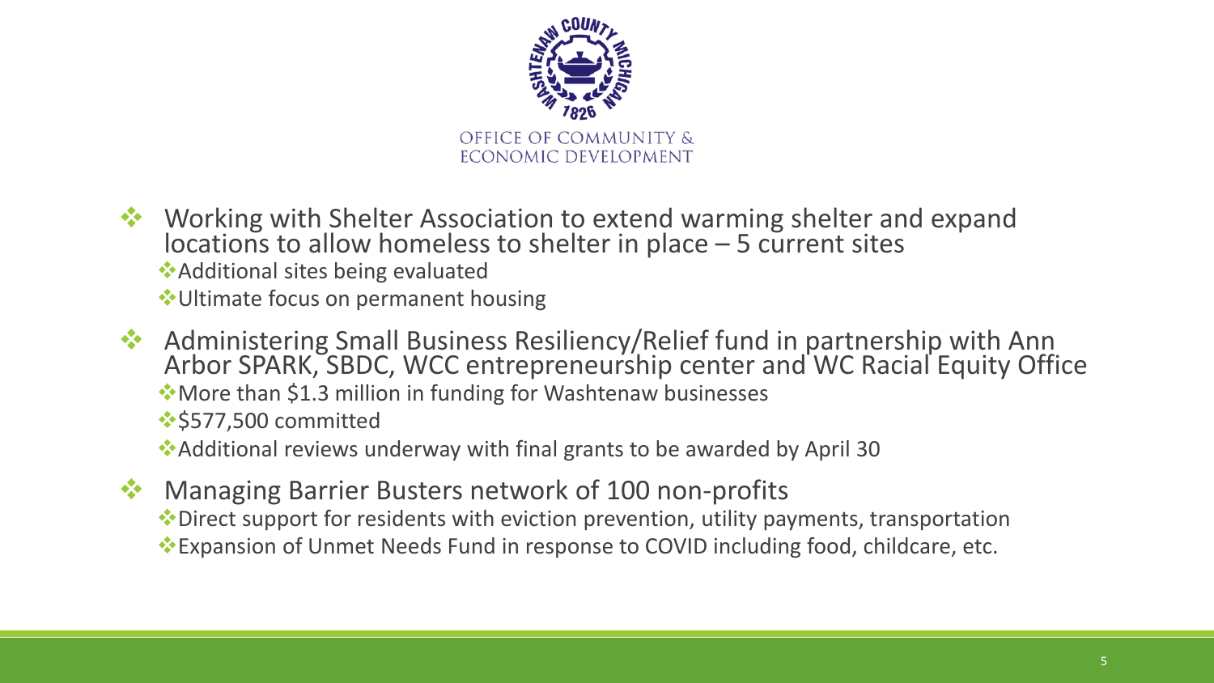OFFICE OF COMMUNITY & ECONOMIC DEVELOPMENT

- Working with Shelter Association to extend warming shelter and expand locations to allow homeless to shelter in place – 5 current sites
  - Additional sites being evaluated
  - Ultimate focus on permanent housing
- Administering Small Business Resiliency/Relief fund in partnership with Ann Arbor SPARK, SBDC, WCC entrepreneurship center and WC Racial Equity Office
  - More than $1.3 million in funding for Washtenaw businesses
  - $577,500 committed
  - Additional reviews underway with final grants to be awarded by April 30
- Managing Barrier Busters network of 100 non-profits
  - Direct support for residents with eviction prevention, utility payments, transportation
  - Expansion of Unmet Needs Fund in response to COVID including food, childcare, etc.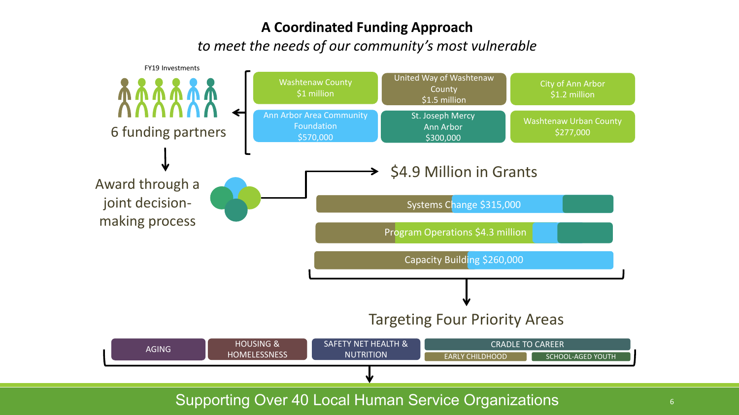# A Coordinated Funding Approach

*to meet the needs of our community's most vulnerable*

FY19 Investments

6 funding partners

- Washtenaw County $1 million
- United Way of Washtenaw County $1.5 million
- City of Ann Arbor $1.2 million
- Ann Arbor Area Community Foundation $570,000
- St. Joseph Mercy Ann Arbor $300,000
- Washtenaw Urban County $277,000

Award through a joint decision-making process

## $4.9 Million in Grants

- Systems Change $315,000
- Program Operations $4.3 million
- Capacity Building $260,000

## Targeting Four Priority Areas

- AGING
- HOUSING & HOMELESSNESS
- SAFETY NET HEALTH & NUTRITION
- CRADLE TO CAREER
  - EARLY CHILDHOOD
  - SCHOOL-AGED YOUTH

## Supporting Over 40 Local Human Service Organizations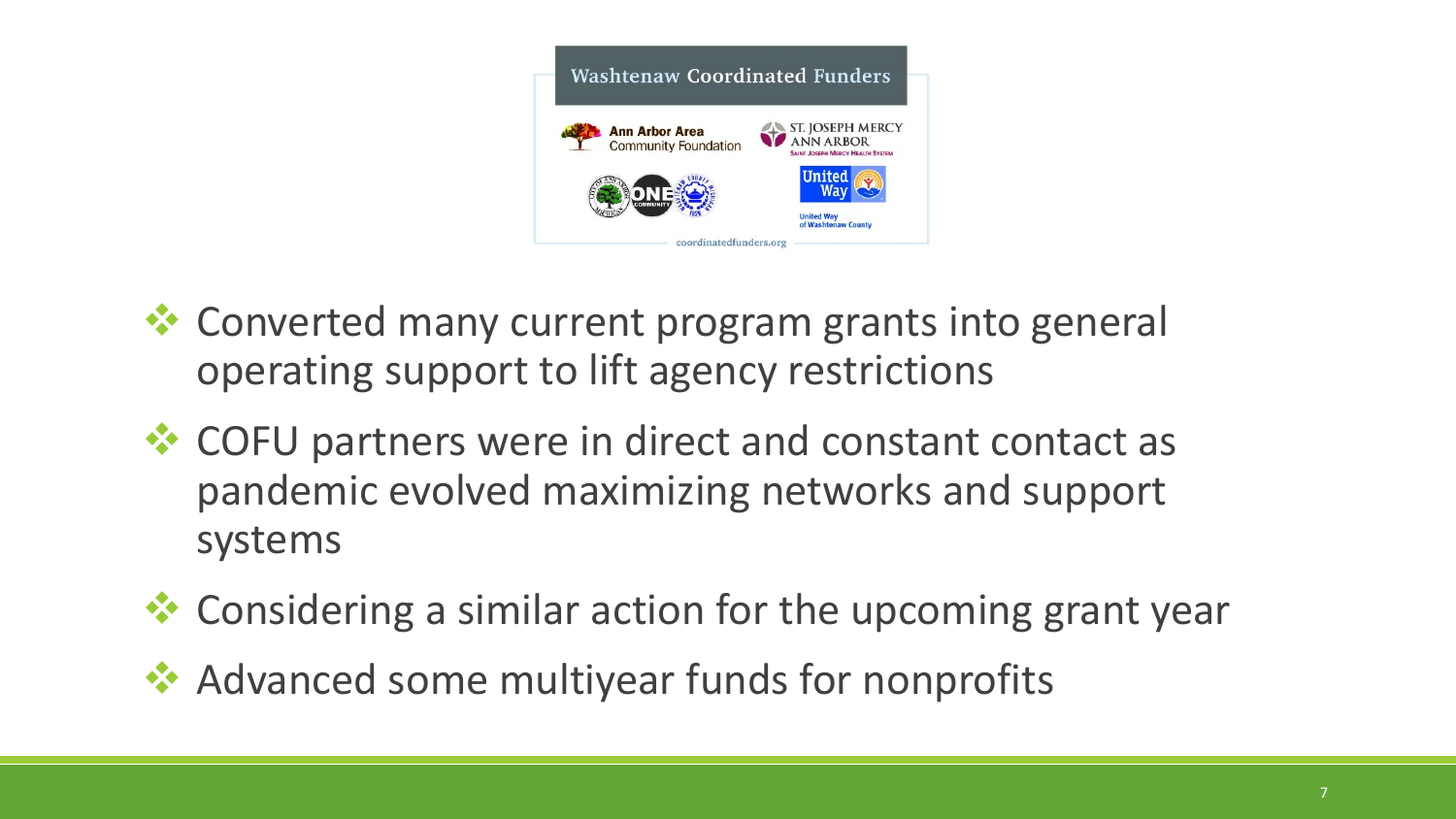Washtenaw Coordinated Funders

Ann Arbor Area Community Foundation

ST. JOSEPH MERCY ANN ARBOR
SAINT JOSEPH MERCY HEALTH SYSTEM

United Way of Washtenaw County

coordinatedfunders.org

- Converted many current program grants into general operating support to lift agency restrictions
- COFU partners were in direct and constant contact as pandemic evolved maximizing networks and support systems
- Considering a similar action for the upcoming grant year
- Advanced some multiyear funds for nonprofits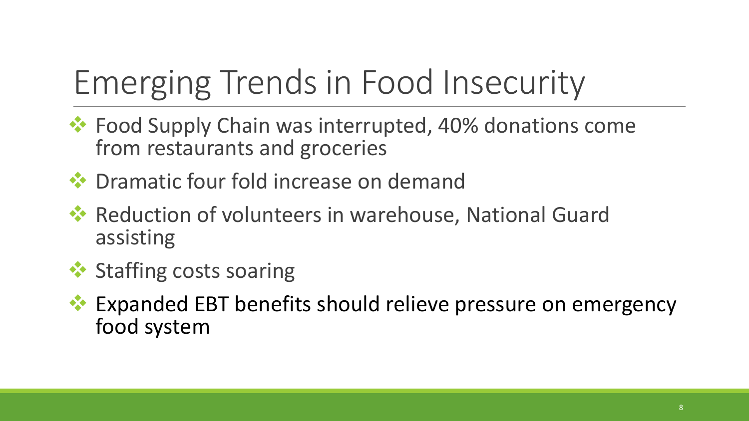# Emerging Trends in Food Insecurity

- Food Supply Chain was interrupted, 40% donations come from restaurants and groceries
- Dramatic four fold increase on demand
- Reduction of volunteers in warehouse, National Guard assisting
- Staffing costs soaring
- Expanded EBT benefits should relieve pressure on emergency food system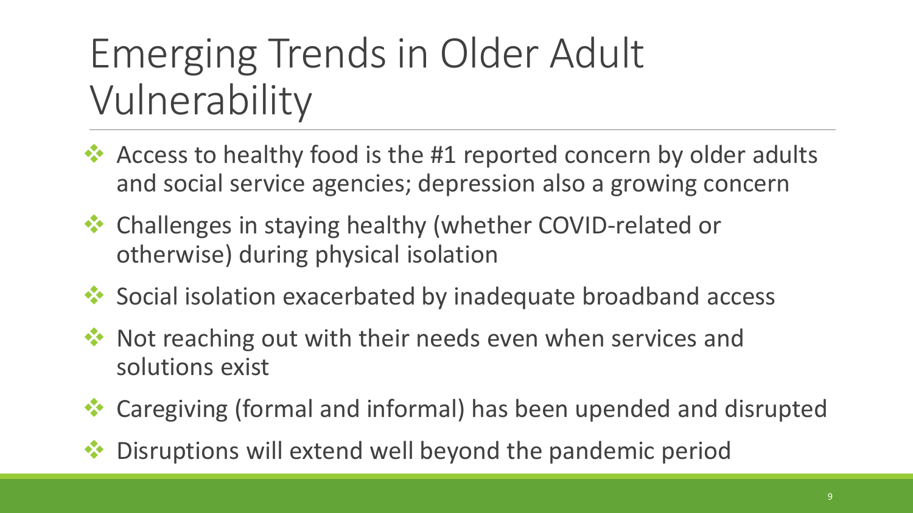# Emerging Trends in Older Adult Vulnerability

- Access to healthy food is the #1 reported concern by older adults and social service agencies; depression also a growing concern
- Challenges in staying healthy (whether COVID-related or otherwise) during physical isolation
- Social isolation exacerbated by inadequate broadband access
- Not reaching out with their needs even when services and solutions exist
- Caregiving (formal and informal) has been upended and disrupted
- Disruptions will extend well beyond the pandemic period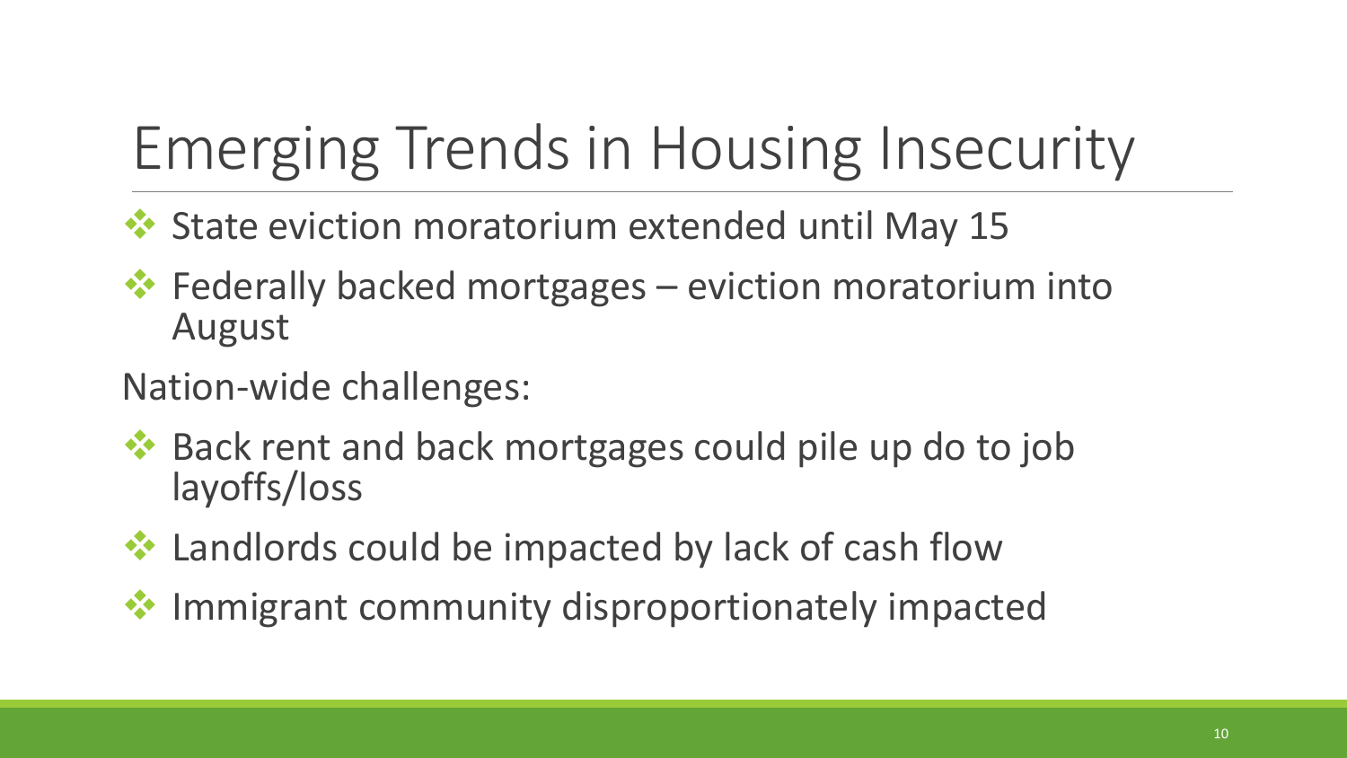# Emerging Trends in Housing Insecurity

- State eviction moratorium extended until May 15
- Federally backed mortgages – eviction moratorium into August

Nation-wide challenges:

- Back rent and back mortgages could pile up do to job layoffs/loss
- Landlords could be impacted by lack of cash flow
- Immigrant community disproportionately impacted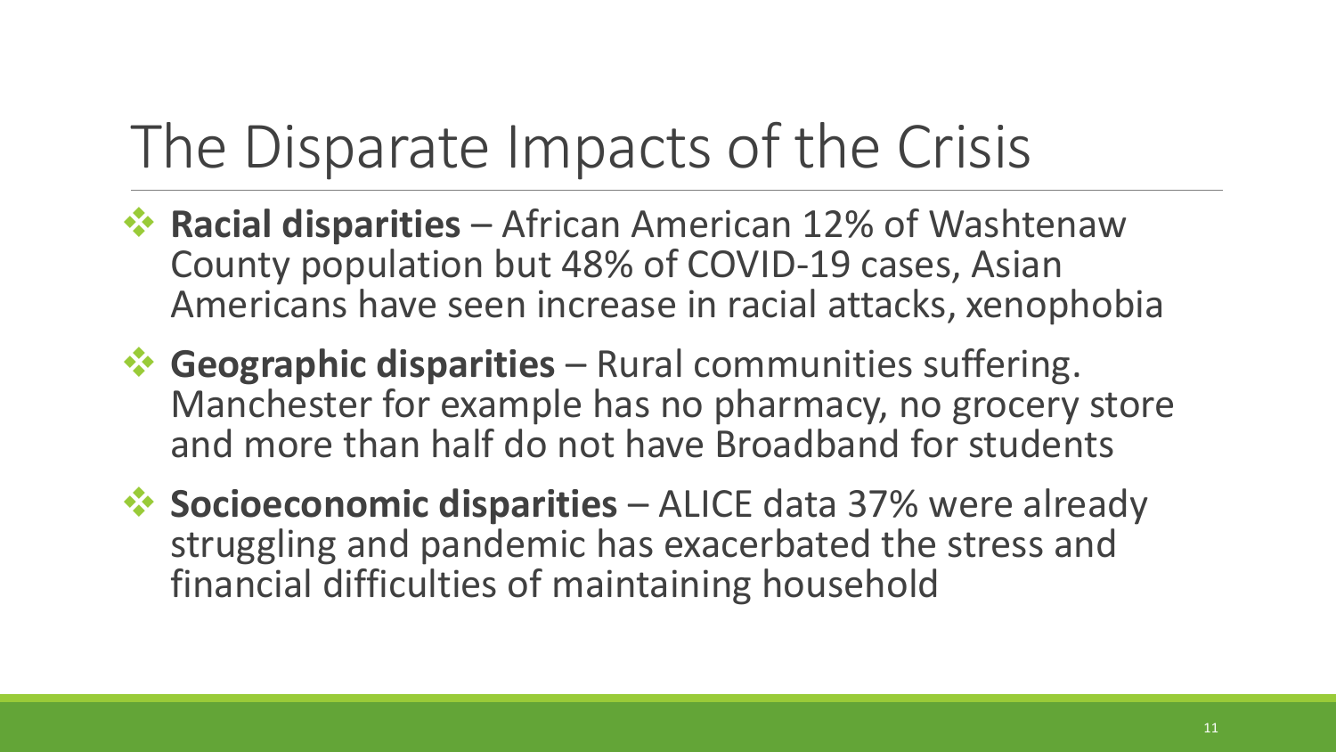# The Disparate Impacts of the Crisis

- **Racial disparities** – African American 12% of Washtenaw County population but 48% of COVID-19 cases, Asian Americans have seen increase in racial attacks, xenophobia
- **Geographic disparities** – Rural communities suffering. Manchester for example has no pharmacy, no grocery store and more than half do not have Broadband for students
- **Socioeconomic disparities** – ALICE data 37% were already struggling and pandemic has exacerbated the stress and financial difficulties of maintaining household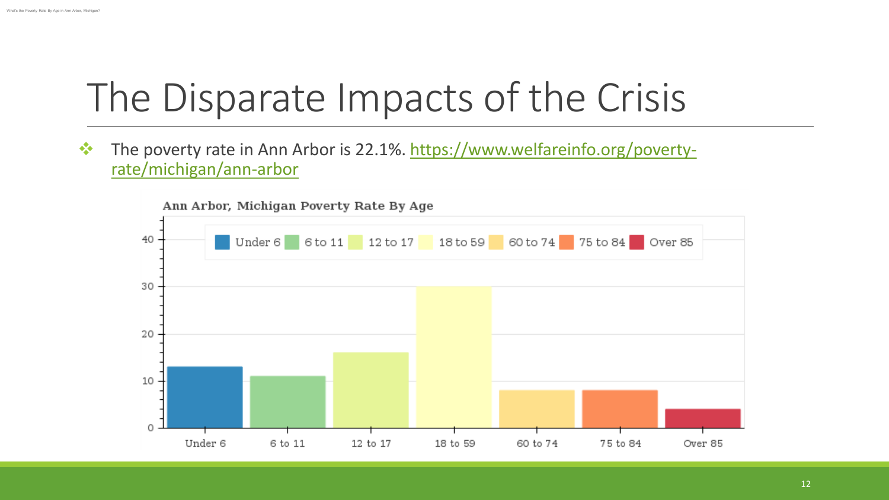# The Disparate Impacts of the Crisis

- The poverty rate in Ann Arbor is 22.1%. [https://www.welfareinfo.org/poverty-rate/michigan/ann-arbor](https://www.welfareinfo.org/poverty-rate/michigan/ann-arbor)

**Ann Arbor, Michigan Poverty Rate By Age**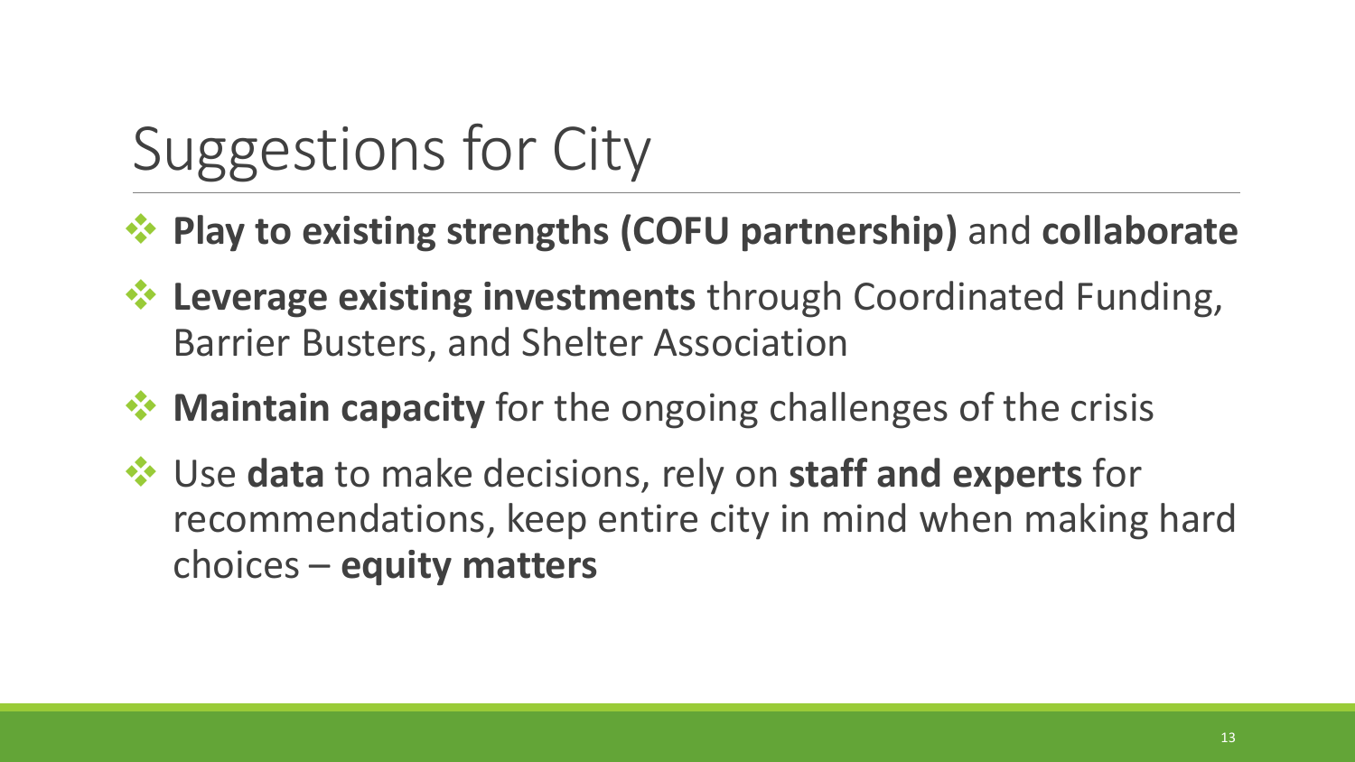# Suggestions for City

- **Play to existing strengths (COFU partnership)** and **collaborate**
- **Leverage existing investments** through Coordinated Funding, Barrier Busters, and Shelter Association
- **Maintain capacity** for the ongoing challenges of the crisis
- Use **data** to make decisions, rely on **staff and experts** for recommendations, keep entire city in mind when making hard choices – **equity matters**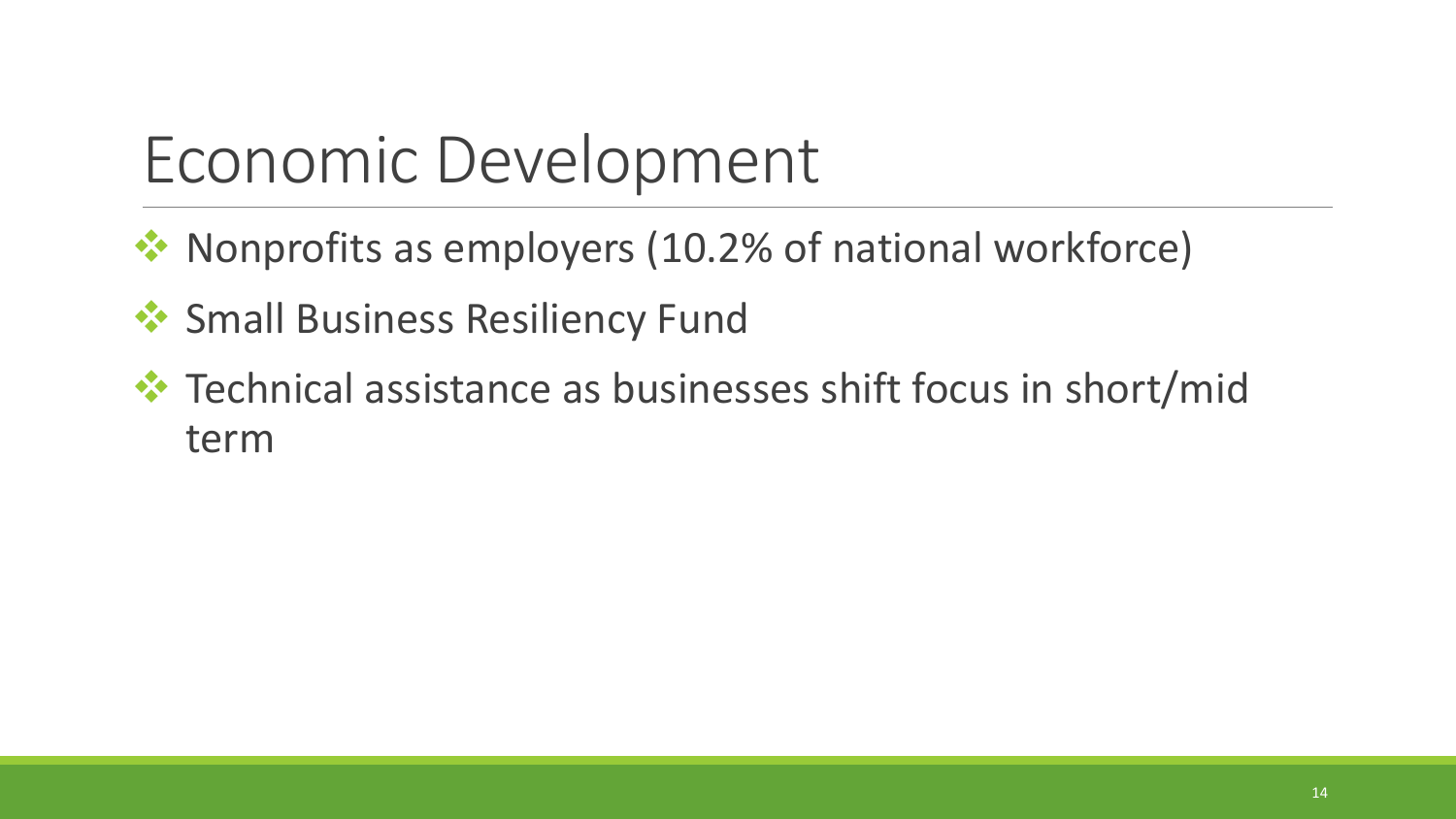# Economic Development

- Nonprofits as employers (10.2% of national workforce)
- Small Business Resiliency Fund
- Technical assistance as businesses shift focus in short/mid term